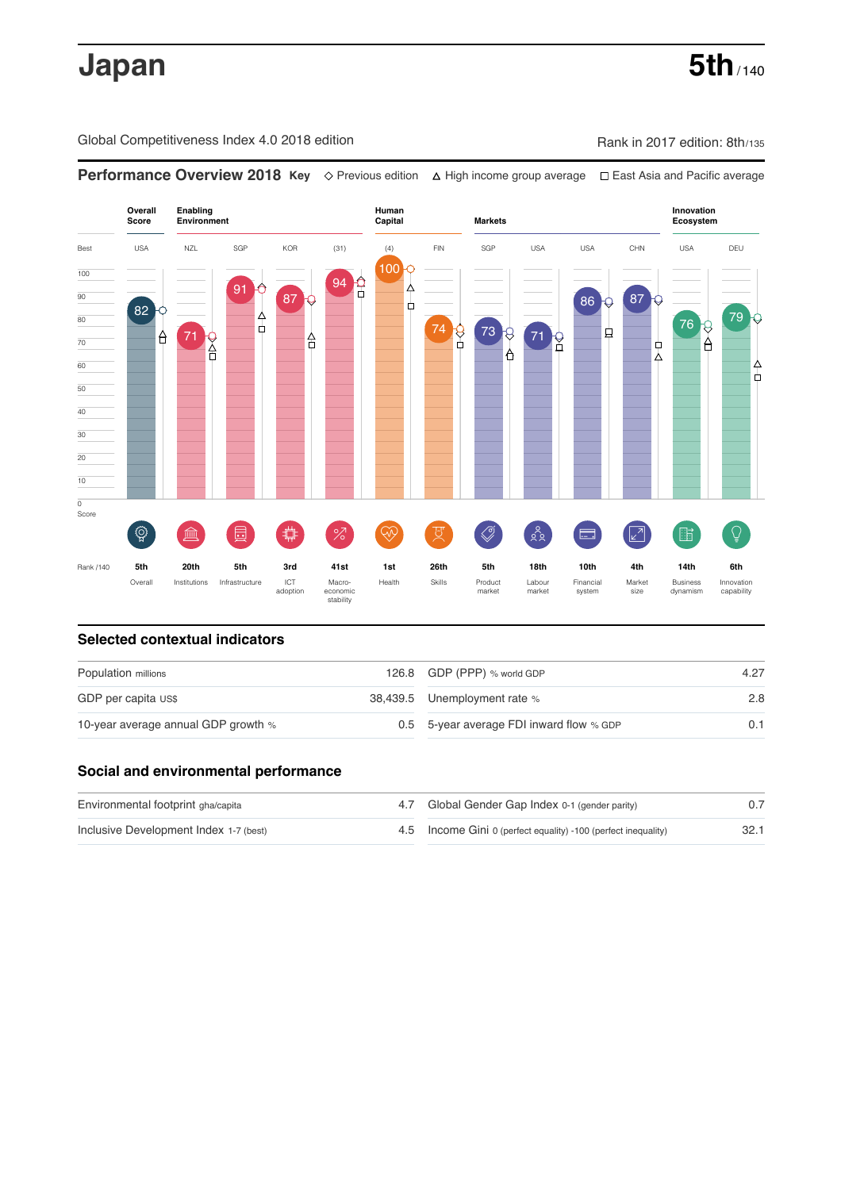# Japan

**5th** / 140

Global Competitiveness Index 4.0 2018 edition

Rank in 2017 edition: 8th/135

## Performance Overview 2018

Key: ◇ Previous edition △ High income group average □ East Asia and Pacific average

| | Overall Score | Enabling Environment | | | | Human Capital | | Markets | | | | Innovation Ecosystem | |
|---|---|---|---|---|---|---|---|---|---|---|---|---|---|
| Best | USA | NZL | SGP | KOR | (31) | (4) | FIN | SGP | USA | USA | CHN | USA | DEU |
| Score | 82 | 71 | 91 | 87 | 94 | 100 | 74 | 73 | 71 | 86 | 87 | 76 | 79 |
| Rank /140 | 5th | 20th | 5th | 3rd | 41st | 1st | 26th | 5th | 18th | 10th | 4th | 14th | 6th |
| | Overall | Institutions | Infrastructure | ICT adoption | Macro-economic stability | Health | Skills | Product market | Labour market | Financial system | Market size | Business dynamism | Innovation capability |

## Selected contextual indicators

| | | | |
|---|---|---|---|
| Population millions | 126.8 | GDP (PPP) % world GDP | 4.27 |
| GDP per capita US$ | 38,439.5 | Unemployment rate % | 2.8 |
| 10-year average annual GDP growth % | 0.5 | 5-year average FDI inward flow % GDP | 0.1 |

## Social and environmental performance

| | | | |
|---|---|---|---|
| Environmental footprint gha/capita | 4.7 | Global Gender Gap Index 0-1 (gender parity) | 0.7 |
| Inclusive Development Index 1-7 (best) | 4.5 | Income Gini 0 (perfect equality) -100 (perfect inequality) | 32.1 |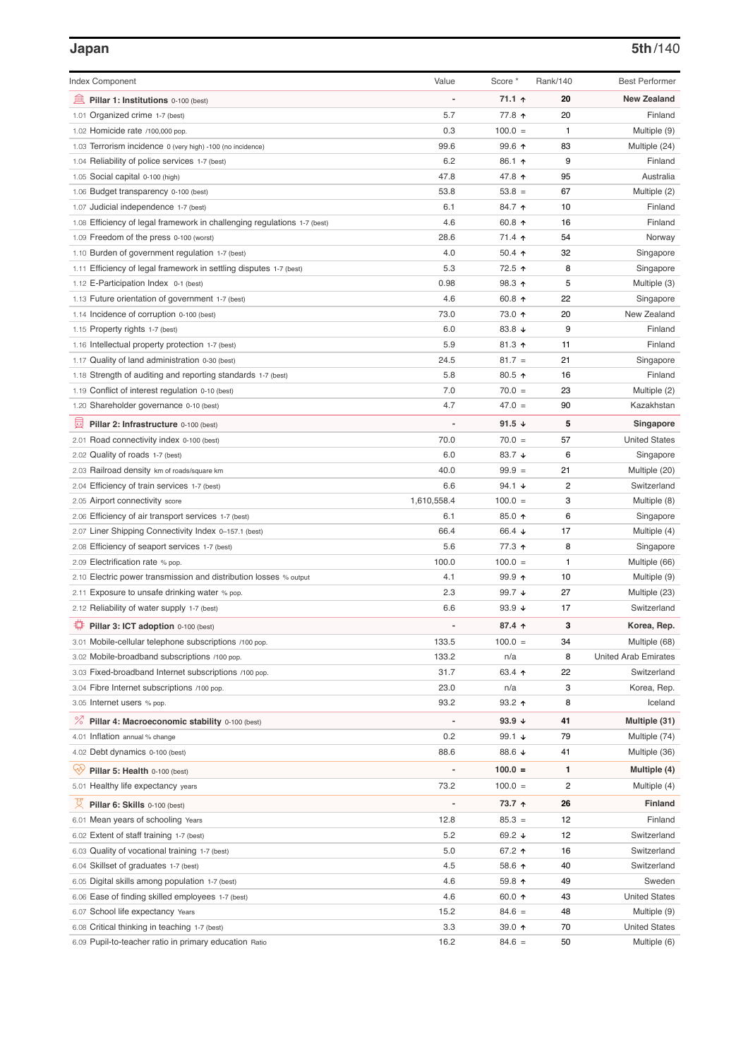## Japan

**5th/140**

| Index Component | Value | Score * | Rank/140 | Best Performer |
|---|---|---|---|---|
| **Pillar 1: Institutions** 0-100 (best) | - | **71.1 ↑** | **20** | **New Zealand** |
| 1.01 Organized crime 1-7 (best) | 5.7 | 77.8 ↑ | 20 | Finland |
| 1.02 Homicide rate /100,000 pop. | 0.3 | 100.0 = | 1 | Multiple (9) |
| 1.03 Terrorism incidence 0 (very high) -100 (no incidence) | 99.6 | 99.6 ↑ | 83 | Multiple (24) |
| 1.04 Reliability of police services 1-7 (best) | 6.2 | 86.1 ↑ | 9 | Finland |
| 1.05 Social capital 0-100 (high) | 47.8 | 47.8 ↑ | 95 | Australia |
| 1.06 Budget transparency 0-100 (best) | 53.8 | 53.8 = | 67 | Multiple (2) |
| 1.07 Judicial independence 1-7 (best) | 6.1 | 84.7 ↑ | 10 | Finland |
| 1.08 Efficiency of legal framework in challenging regulations 1-7 (best) | 4.6 | 60.8 ↑ | 16 | Finland |
| 1.09 Freedom of the press 0-100 (worst) | 28.6 | 71.4 ↑ | 54 | Norway |
| 1.10 Burden of government regulation 1-7 (best) | 4.0 | 50.4 ↑ | 32 | Singapore |
| 1.11 Efficiency of legal framework in settling disputes 1-7 (best) | 5.3 | 72.5 ↑ | 8 | Singapore |
| 1.12 E-Participation Index 0-1 (best) | 0.98 | 98.3 ↑ | 5 | Multiple (3) |
| 1.13 Future orientation of government 1-7 (best) | 4.6 | 60.8 ↑ | 22 | Singapore |
| 1.14 Incidence of corruption 0-100 (best) | 73.0 | 73.0 ↑ | 20 | New Zealand |
| 1.15 Property rights 1-7 (best) | 6.0 | 83.8 ↓ | 9 | Finland |
| 1.16 Intellectual property protection 1-7 (best) | 5.9 | 81.3 ↑ | 11 | Finland |
| 1.17 Quality of land administration 0-30 (best) | 24.5 | 81.7 = | 21 | Singapore |
| 1.18 Strength of auditing and reporting standards 1-7 (best) | 5.8 | 80.5 ↑ | 16 | Finland |
| 1.19 Conflict of interest regulation 0-10 (best) | 7.0 | 70.0 = | 23 | Multiple (2) |
| 1.20 Shareholder governance 0-10 (best) | 4.7 | 47.0 = | 90 | Kazakhstan |
| **Pillar 2: Infrastructure** 0-100 (best) | - | **91.5 ↓** | **5** | **Singapore** |
| 2.01 Road connectivity index 0-100 (best) | 70.0 | 70.0 = | 57 | United States |
| 2.02 Quality of roads 1-7 (best) | 6.0 | 83.7 ↓ | 6 | Singapore |
| 2.03 Railroad density km of roads/square km | 40.0 | 99.9 = | 21 | Multiple (20) |
| 2.04 Efficiency of train services 1-7 (best) | 6.6 | 94.1 ↓ | 2 | Switzerland |
| 2.05 Airport connectivity score | 1,610,558.4 | 100.0 = | 3 | Multiple (8) |
| 2.06 Efficiency of air transport services 1-7 (best) | 6.1 | 85.0 ↑ | 6 | Singapore |
| 2.07 Liner Shipping Connectivity Index 0–157.1 (best) | 66.4 | 66.4 ↓ | 17 | Multiple (4) |
| 2.08 Efficiency of seaport services 1-7 (best) | 5.6 | 77.3 ↑ | 8 | Singapore |
| 2.09 Electrification rate % pop. | 100.0 | 100.0 = | 1 | Multiple (66) |
| 2.10 Electric power transmission and distribution losses % output | 4.1 | 99.9 ↑ | 10 | Multiple (9) |
| 2.11 Exposure to unsafe drinking water % pop. | 2.3 | 99.7 ↓ | 27 | Multiple (23) |
| 2.12 Reliability of water supply 1-7 (best) | 6.6 | 93.9 ↓ | 17 | Switzerland |
| **Pillar 3: ICT adoption** 0-100 (best) | - | **87.4 ↑** | **3** | **Korea, Rep.** |
| 3.01 Mobile-cellular telephone subscriptions /100 pop. | 133.5 | 100.0 = | 34 | Multiple (68) |
| 3.02 Mobile-broadband subscriptions /100 pop. | 133.2 | n/a | 8 | United Arab Emirates |
| 3.03 Fixed-broadband Internet subscriptions /100 pop. | 31.7 | 63.4 ↑ | 22 | Switzerland |
| 3.04 Fibre Internet subscriptions /100 pop. | 23.0 | n/a | 3 | Korea, Rep. |
| 3.05 Internet users % pop. | 93.2 | 93.2 ↑ | 8 | Iceland |
| **Pillar 4: Macroeconomic stability** 0-100 (best) | - | **93.9 ↓** | **41** | **Multiple (31)** |
| 4.01 Inflation annual % change | 0.2 | 99.1 ↓ | 79 | Multiple (74) |
| 4.02 Debt dynamics 0-100 (best) | 88.6 | 88.6 ↓ | 41 | Multiple (36) |
| **Pillar 5: Health** 0-100 (best) | - | **100.0 =** | **1** | **Multiple (4)** |
| 5.01 Healthy life expectancy years | 73.2 | 100.0 = | 2 | Multiple (4) |
| **Pillar 6: Skills** 0-100 (best) | - | **73.7 ↑** | **26** | **Finland** |
| 6.01 Mean years of schooling Years | 12.8 | 85.3 = | 12 | Finland |
| 6.02 Extent of staff training 1-7 (best) | 5.2 | 69.2 ↓ | 12 | Switzerland |
| 6.03 Quality of vocational training 1-7 (best) | 5.0 | 67.2 ↑ | 16 | Switzerland |
| 6.04 Skillset of graduates 1-7 (best) | 4.5 | 58.6 ↑ | 40 | Switzerland |
| 6.05 Digital skills among population 1-7 (best) | 4.6 | 59.8 ↑ | 49 | Sweden |
| 6.06 Ease of finding skilled employees 1-7 (best) | 4.6 | 60.0 ↑ | 43 | United States |
| 6.07 School life expectancy Years | 15.2 | 84.6 = | 48 | Multiple (9) |
| 6.08 Critical thinking in teaching 1-7 (best) | 3.3 | 39.0 ↑ | 70 | United States |
| 6.09 Pupil-to-teacher ratio in primary education Ratio | 16.2 | 84.6 = | 50 | Multiple (6) |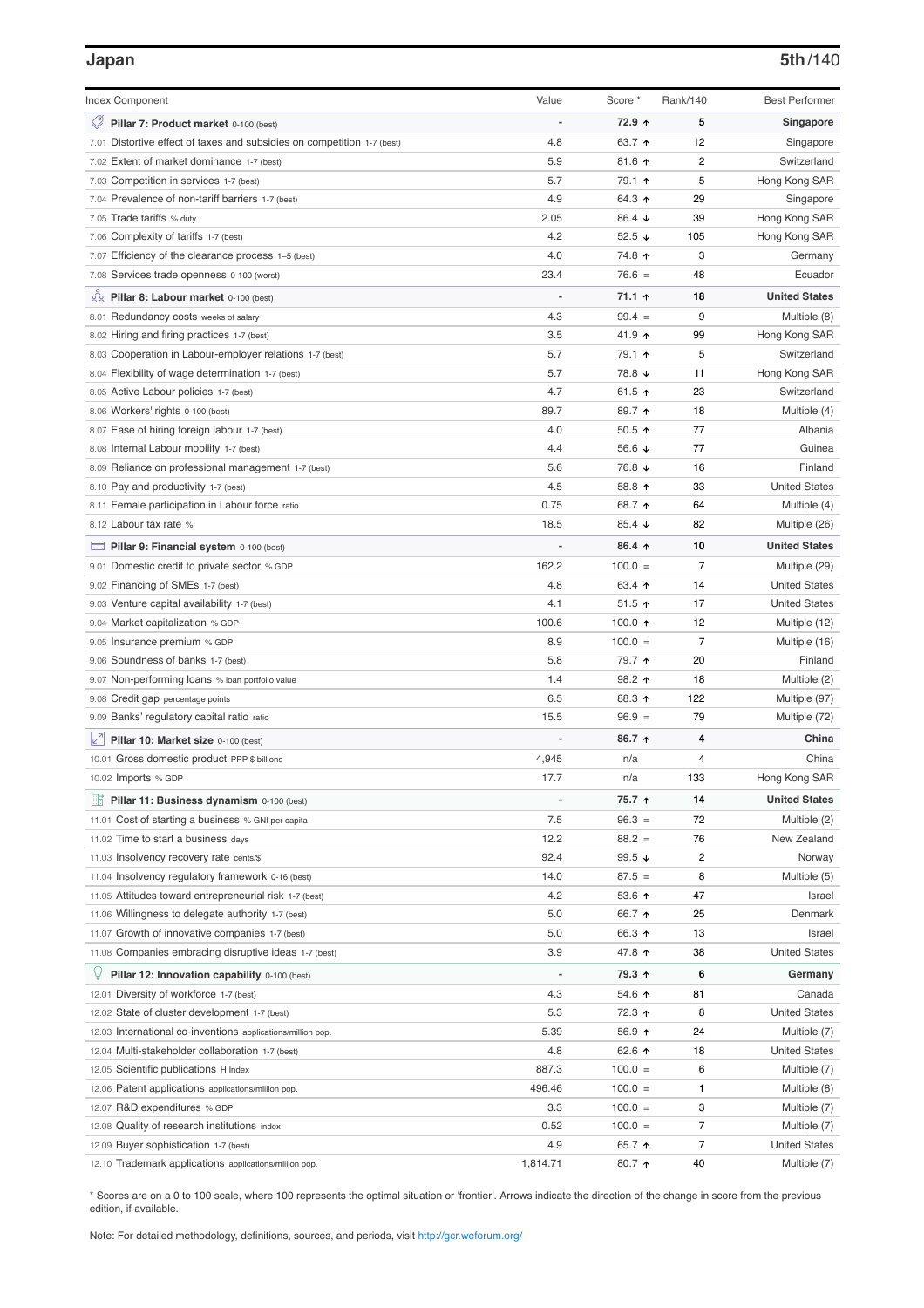## Japan

**5th/140**

| Index Component | Value | Score * | Rank/140 | Best Performer |
|---|---|---|---|---|
| **Pillar 7: Product market** 0-100 (best) | - | **72.9 ↑** | **5** | **Singapore** |
| 7.01 Distortive effect of taxes and subsidies on competition 1-7 (best) | 4.8 | 63.7 ↑ | 12 | Singapore |
| 7.02 Extent of market dominance 1-7 (best) | 5.9 | 81.6 ↑ | 2 | Switzerland |
| 7.03 Competition in services 1-7 (best) | 5.7 | 79.1 ↑ | 5 | Hong Kong SAR |
| 7.04 Prevalence of non-tariff barriers 1-7 (best) | 4.9 | 64.3 ↑ | 29 | Singapore |
| 7.05 Trade tariffs % duty | 2.05 | 86.4 ↓ | 39 | Hong Kong SAR |
| 7.06 Complexity of tariffs 1-7 (best) | 4.2 | 52.5 ↓ | 105 | Hong Kong SAR |
| 7.07 Efficiency of the clearance process 1–5 (best) | 4.0 | 74.8 ↑ | 3 | Germany |
| 7.08 Services trade openness 0-100 (worst) | 23.4 | 76.6 = | 48 | Ecuador |
| **Pillar 8: Labour market** 0-100 (best) | - | **71.1 ↑** | **18** | **United States** |
| 8.01 Redundancy costs weeks of salary | 4.3 | 99.4 = | 9 | Multiple (8) |
| 8.02 Hiring and firing practices 1-7 (best) | 3.5 | 41.9 ↑ | 99 | Hong Kong SAR |
| 8.03 Cooperation in Labour-employer relations 1-7 (best) | 5.7 | 79.1 ↑ | 5 | Switzerland |
| 8.04 Flexibility of wage determination 1-7 (best) | 5.7 | 78.8 ↓ | 11 | Hong Kong SAR |
| 8.05 Active Labour policies 1-7 (best) | 4.7 | 61.5 ↑ | 23 | Switzerland |
| 8.06 Workers' rights 0-100 (best) | 89.7 | 89.7 ↑ | 18 | Multiple (4) |
| 8.07 Ease of hiring foreign labour 1-7 (best) | 4.0 | 50.5 ↑ | 77 | Albania |
| 8.08 Internal Labour mobility 1-7 (best) | 4.4 | 56.6 ↓ | 77 | Guinea |
| 8.09 Reliance on professional management 1-7 (best) | 5.6 | 76.8 ↓ | 16 | Finland |
| 8.10 Pay and productivity 1-7 (best) | 4.5 | 58.8 ↑ | 33 | United States |
| 8.11 Female participation in Labour force ratio | 0.75 | 68.7 ↑ | 64 | Multiple (4) |
| 8.12 Labour tax rate % | 18.5 | 85.4 ↓ | 82 | Multiple (26) |
| **Pillar 9: Financial system** 0-100 (best) | - | **86.4 ↑** | **10** | **United States** |
| 9.01 Domestic credit to private sector % GDP | 162.2 | 100.0 = | 7 | Multiple (29) |
| 9.02 Financing of SMEs 1-7 (best) | 4.8 | 63.4 ↑ | 14 | United States |
| 9.03 Venture capital availability 1-7 (best) | 4.1 | 51.5 ↑ | 17 | United States |
| 9.04 Market capitalization % GDP | 100.6 | 100.0 ↑ | 12 | Multiple (12) |
| 9.05 Insurance premium % GDP | 8.9 | 100.0 = | 7 | Multiple (16) |
| 9.06 Soundness of banks 1-7 (best) | 5.8 | 79.7 ↑ | 20 | Finland |
| 9.07 Non-performing loans % loan portfolio value | 1.4 | 98.2 ↑ | 18 | Multiple (2) |
| 9.08 Credit gap percentage points | 6.5 | 88.3 ↑ | 122 | Multiple (97) |
| 9.09 Banks' regulatory capital ratio ratio | 15.5 | 96.9 = | 79 | Multiple (72) |
| **Pillar 10: Market size** 0-100 (best) | - | **86.7 ↑** | **4** | **China** |
| 10.01 Gross domestic product PPP $ billions | 4,945 | n/a | 4 | China |
| 10.02 Imports % GDP | 17.7 | n/a | 133 | Hong Kong SAR |
| **Pillar 11: Business dynamism** 0-100 (best) | - | **75.7 ↑** | **14** | **United States** |
| 11.01 Cost of starting a business % GNI per capita | 7.5 | 96.3 = | 72 | Multiple (2) |
| 11.02 Time to start a business days | 12.2 | 88.2 = | 76 | New Zealand |
| 11.03 Insolvency recovery rate cents/$ | 92.4 | 99.5 ↓ | 2 | Norway |
| 11.04 Insolvency regulatory framework 0-16 (best) | 14.0 | 87.5 = | 8 | Multiple (5) |
| 11.05 Attitudes toward entrepreneurial risk 1-7 (best) | 4.2 | 53.6 ↑ | 47 | Israel |
| 11.06 Willingness to delegate authority 1-7 (best) | 5.0 | 66.7 ↑ | 25 | Denmark |
| 11.07 Growth of innovative companies 1-7 (best) | 5.0 | 66.3 ↑ | 13 | Israel |
| 11.08 Companies embracing disruptive ideas 1-7 (best) | 3.9 | 47.8 ↑ | 38 | United States |
| **Pillar 12: Innovation capability** 0-100 (best) | - | **79.3 ↑** | **6** | **Germany** |
| 12.01 Diversity of workforce 1-7 (best) | 4.3 | 54.6 ↑ | 81 | Canada |
| 12.02 State of cluster development 1-7 (best) | 5.3 | 72.3 ↑ | 8 | United States |
| 12.03 International co-inventions applications/million pop. | 5.39 | 56.9 ↑ | 24 | Multiple (7) |
| 12.04 Multi-stakeholder collaboration 1-7 (best) | 4.8 | 62.6 ↑ | 18 | United States |
| 12.05 Scientific publications H Index | 887.3 | 100.0 = | 6 | Multiple (7) |
| 12.06 Patent applications applications/million pop. | 496.46 | 100.0 = | 1 | Multiple (8) |
| 12.07 R&D expenditures % GDP | 3.3 | 100.0 = | 3 | Multiple (7) |
| 12.08 Quality of research institutions index | 0.52 | 100.0 = | 7 | Multiple (7) |
| 12.09 Buyer sophistication 1-7 (best) | 4.9 | 65.7 ↑ | 7 | United States |
| 12.10 Trademark applications applications/million pop. | 1,814.71 | 80.7 ↑ | 40 | Multiple (7) |

* Scores are on a 0 to 100 scale, where 100 represents the optimal situation or 'frontier'. Arrows indicate the direction of the change in score from the previous edition, if available.

Note: For detailed methodology, definitions, sources, and periods, visit http://gcr.weforum.org/